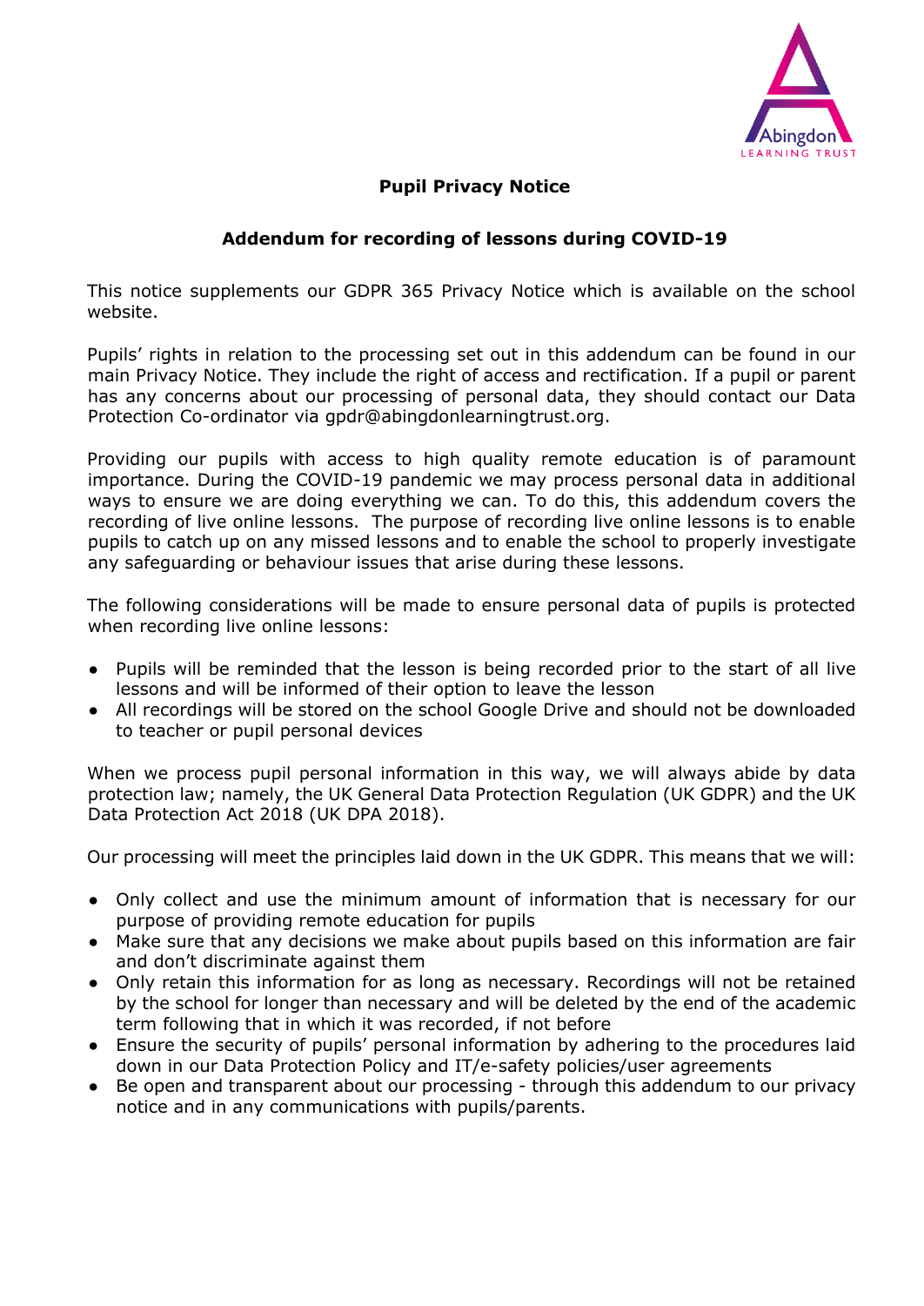## Pupil Privacy Notice

### Addendum for recording of lessons during COVID-19

This notice supplements our GDPR 365 Privacy Notice which is available on the school website.

Pupils' rights in relation to the processing set out in this addendum can be found in our main Privacy Notice. They include the right of access and rectification. If a pupil or parent has any concerns about our processing of personal data, they should contact our Data Protection Co-ordinator via gpdr@abingdonlearningtrust.org.

Providing our pupils with access to high quality remote education is of paramount importance. During the COVID-19 pandemic we may process personal data in additional ways to ensure we are doing everything we can. To do this, this addendum covers the recording of live online lessons. The purpose of recording live online lessons is to enable pupils to catch up on any missed lessons and to enable the school to properly investigate any safeguarding or behaviour issues that arise during these lessons.

The following considerations will be made to ensure personal data of pupils is protected when recording live online lessons:

- Pupils will be reminded that the lesson is being recorded prior to the start of all live lessons and will be informed of their option to leave the lesson
- All recordings will be stored on the school Google Drive and should not be downloaded to teacher or pupil personal devices

When we process pupil personal information in this way, we will always abide by data protection law; namely, the UK General Data Protection Regulation (UK GDPR) and the UK Data Protection Act 2018 (UK DPA 2018).

Our processing will meet the principles laid down in the UK GDPR. This means that we will:

- Only collect and use the minimum amount of information that is necessary for our purpose of providing remote education for pupils
- Make sure that any decisions we make about pupils based on this information are fair and don't discriminate against them
- Only retain this information for as long as necessary. Recordings will not be retained by the school for longer than necessary and will be deleted by the end of the academic term following that in which it was recorded, if not before
- Ensure the security of pupils' personal information by adhering to the procedures laid down in our Data Protection Policy and IT/e-safety policies/user agreements
- Be open and transparent about our processing - through this addendum to our privacy notice and in any communications with pupils/parents.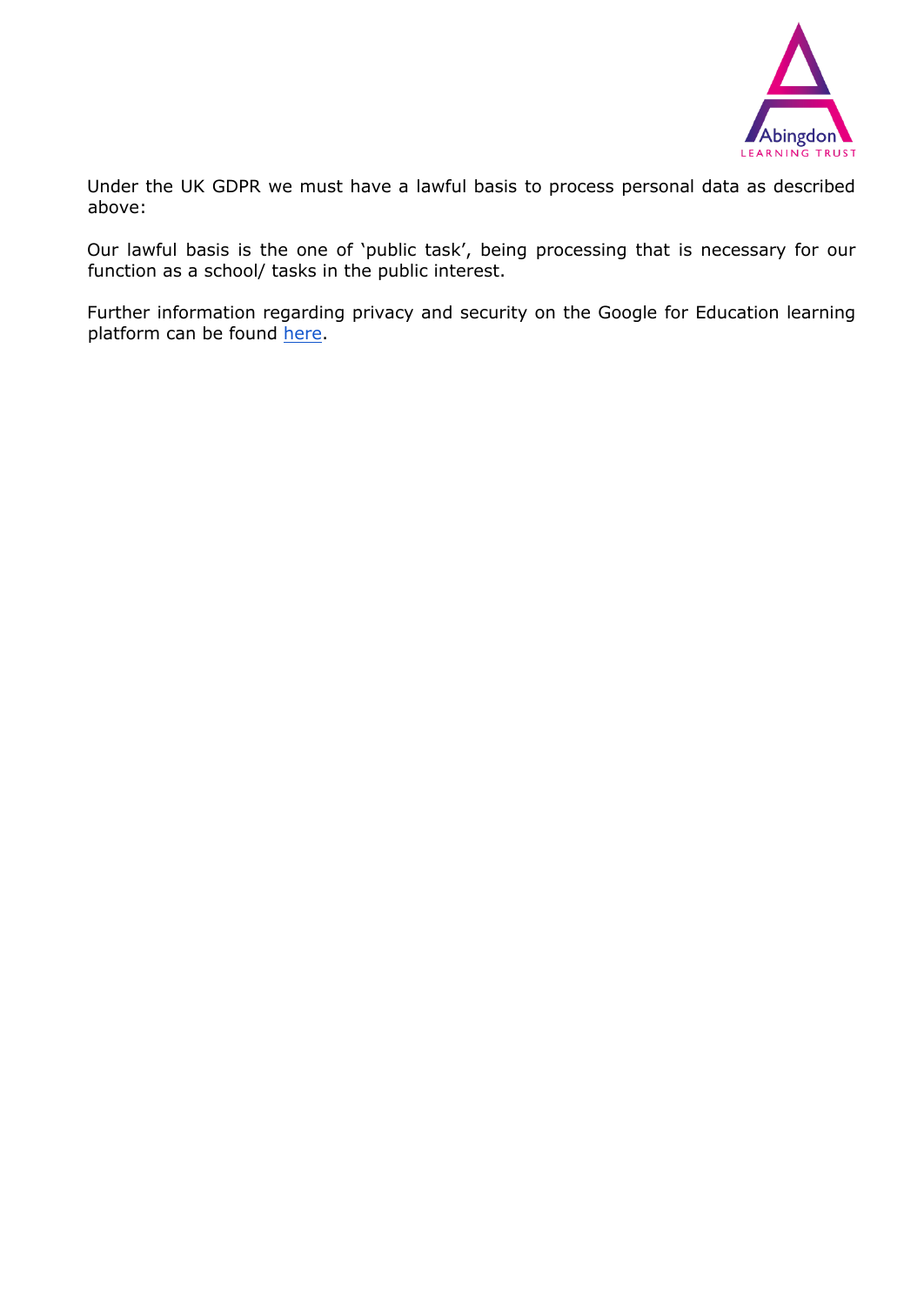Under the UK GDPR we must have a lawful basis to process personal data as described above:

Our lawful basis is the one of 'public task', being processing that is necessary for our function as a school/ tasks in the public interest.

Further information regarding privacy and security on the Google for Education learning platform can be found here.